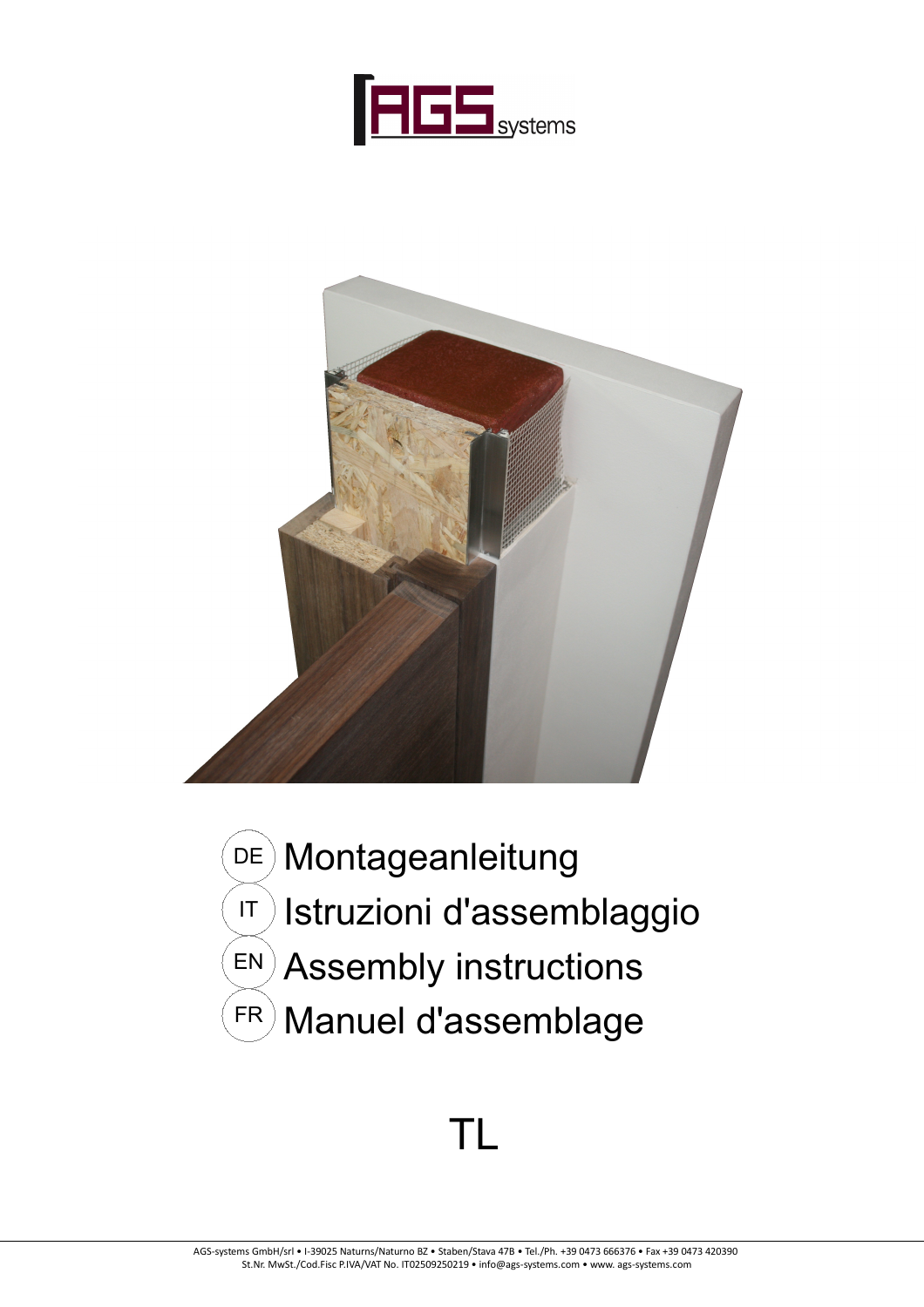AGS systems

DE Montageanleitung

IT Istruzioni d'assemblaggio

EN Assembly instructions

FR Manuel d'assemblage

# TL

AGS-systems GmbH/srl • I-39025 Naturns/Naturno BZ • Staben/Stava 47B • Tel./Ph. +39 0473 666376 • Fax +39 0473 420390
St.Nr. MwSt./Cod.Fisc P.IVA/VAT No. IT02509250219 • info@ags-systems.com • www. ags-systems.com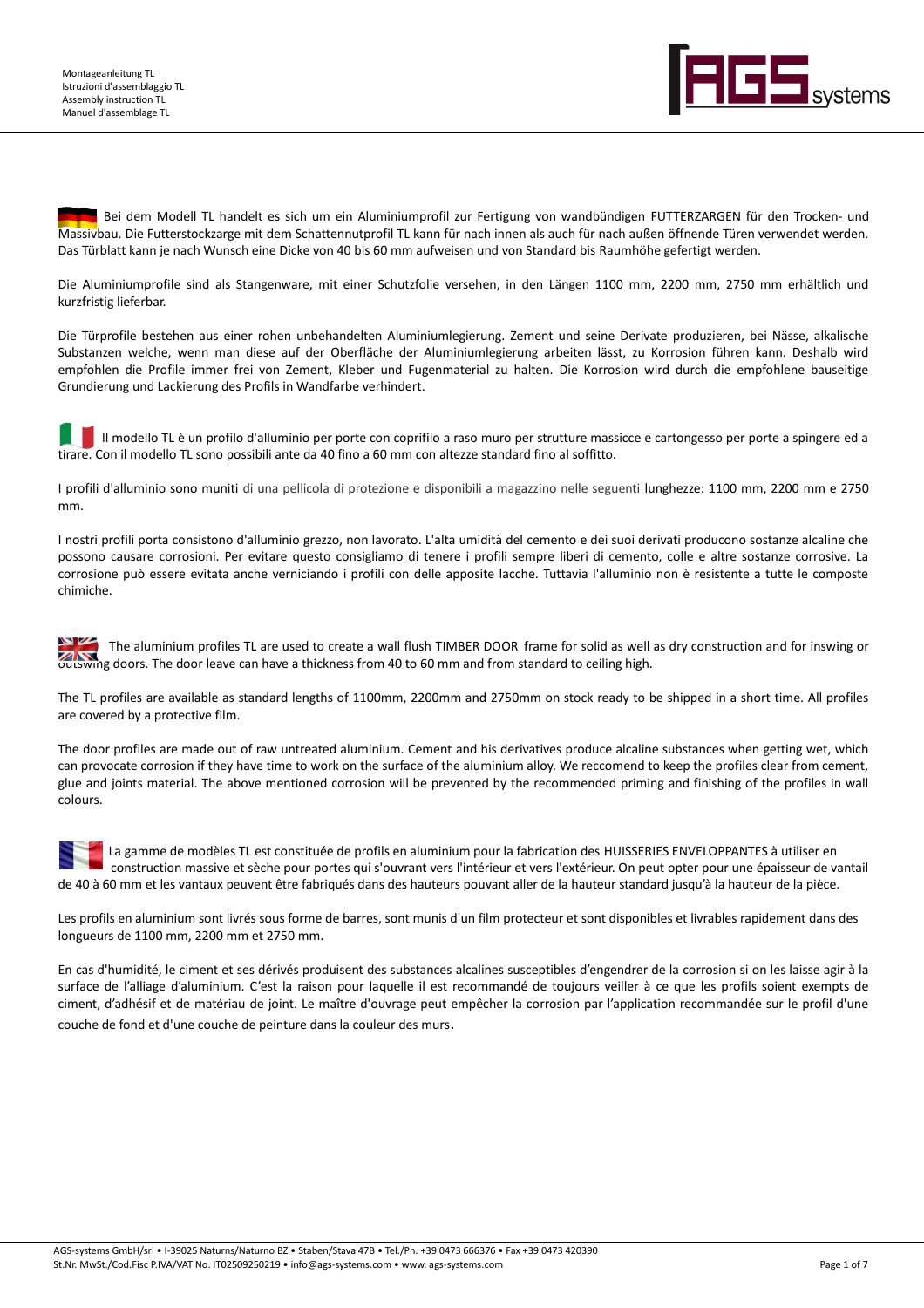Bei dem Modell TL handelt es sich um ein Aluminiumprofil zur Fertigung von wandbündigen FUTTERZARGEN für den Trocken- und Massivbau. Die Futterstockzarge mit dem Schattennutprofil TL kann für nach innen als auch für nach außen öffnende Türen verwendet werden. Das Türblatt kann je nach Wunsch eine Dicke von 40 bis 60 mm aufweisen und von Standard bis Raumhöhe gefertigt werden.

Die Aluminiumprofile sind als Stangenware, mit einer Schutzfolie versehen, in den Längen 1100 mm, 2200 mm, 2750 mm erhältlich und kurzfristig lieferbar.

Die Türprofile bestehen aus einer rohen unbehandelten Aluminiumlegierung. Zement und seine Derivate produzieren, bei Nässe, alkalische Substanzen welche, wenn man diese auf der Oberfläche der Aluminiumlegierung arbeiten lässt, zu Korrosion führen kann. Deshalb wird empfohlen die Profile immer frei von Zement, Kleber und Fugenmaterial zu halten. Die Korrosion wird durch die empfohlene bauseitige Grundierung und Lackierung des Profils in Wandfarbe verhindert.

Il modello TL è un profilo d'alluminio per porte con coprifilo a raso muro per strutture massicce e cartongesso per porte a spingere ed a tirare. Con il modello TL sono possibili ante da 40 fino a 60 mm con altezze standard fino al soffitto.

I profili d'alluminio sono muniti di una pellicola di protezione e disponibili a magazzino nelle seguenti lunghezze: 1100 mm, 2200 mm e 2750 mm.

I nostri profili porta consistono d'alluminio grezzo, non lavorato. L'alta umidità del cemento e dei suoi derivati producono sostanze alcaline che possono causare corrosioni. Per evitare questo consigliamo di tenere i profili sempre liberi di cemento, colle e altre sostanze corrosive. La corrosione può essere evitata anche verniciando i profili con delle apposite lacche. Tuttavia l'alluminio non è resistente a tutte le composte chimiche.

The aluminium profiles TL are used to create a wall flush TIMBER DOOR frame for solid as well as dry construction and for inswing or outswing doors. The door leave can have a thickness from 40 to 60 mm and from standard to ceiling high.

The TL profiles are available as standard lengths of 1100mm, 2200mm and 2750mm on stock ready to be shipped in a short time. All profiles are covered by a protective film.

The door profiles are made out of raw untreated aluminium. Cement and his derivatives produce alcaline substances when getting wet, which can provocate corrosion if they have time to work on the surface of the aluminium alloy. We reccomend to keep the profiles clear from cement, glue and joints material. The above mentioned corrosion will be prevented by the recommended priming and finishing of the profiles in wall colours.

La gamme de modèles TL est constituée de profils en aluminium pour la fabrication des HUISSERIES ENVELOPPANTES à utiliser en construction massive et sèche pour portes qui s'ouvrant vers l'intérieur et vers l'extérieur. On peut opter pour une épaisseur de vantail de 40 à 60 mm et les vantaux peuvent être fabriqués dans des hauteurs pouvant aller de la hauteur standard jusqu'à la hauteur de la pièce.

Les profils en aluminium sont livrés sous forme de barres, sont munis d'un film protecteur et sont disponibles et livrables rapidement dans des longueurs de 1100 mm, 2200 mm et 2750 mm.

En cas d'humidité, le ciment et ses dérivés produisent des substances alcalines susceptibles d'engendrer de la corrosion si on les laisse agir à la surface de l'alliage d'aluminium. C'est la raison pour laquelle il est recommandé de toujours veiller à ce que les profils soient exempts de ciment, d'adhésif et de matériau de joint. Le maître d'ouvrage peut empêcher la corrosion par l'application recommandée sur le profil d'une couche de fond et d'une couche de peinture dans la couleur des murs.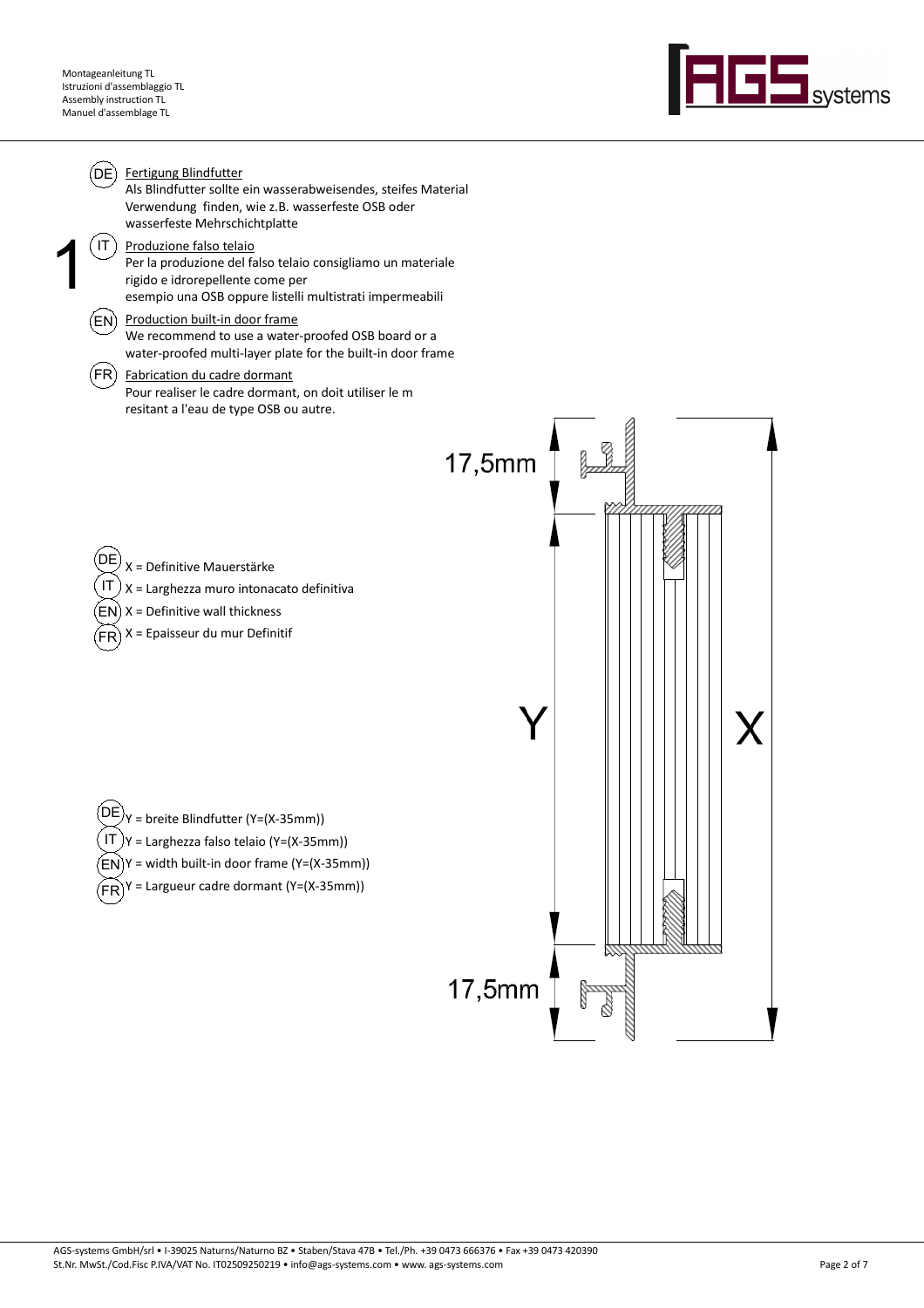# 1

**(DE) Fertigung Blindfutter**
Als Blindfutter sollte ein wasserabweisendes, steifes Material Verwendung finden, wie z.B. wasserfeste OSB oder wasserfeste Mehrschichtplatte

**(IT) Produzione falso telaio**
Per la produzione del falso telaio consigliamo un materiale rigido e idrorepellente come per esempio una OSB oppure listelli multistrati impermeabili

**(EN) Production built-in door frame**
We recommend to use a water-proofed OSB board or a water-proofed multi-layer plate for the built-in door frame

**(FR) Fabrication du cadre dormant**
Pour realiser le cadre dormant, on doit utiliser le m resitant a l'eau de type OSB ou autre.

(DE) X = Definitive Mauerstärke
(IT) X = Larghezza muro intonacato definitiva
(EN) X = Definitive wall thickness
(FR) X = Epaisseur du mur Definitif

(DE) Y = breite Blindfutter (Y=(X-35mm))
(IT) Y = Larghezza falso telaio (Y=(X-35mm))
(EN) Y = width built-in door frame (Y=(X-35mm))
(FR) Y = Largueur cadre dormant (Y=(X-35mm))

17,5mm

Y

X

17,5mm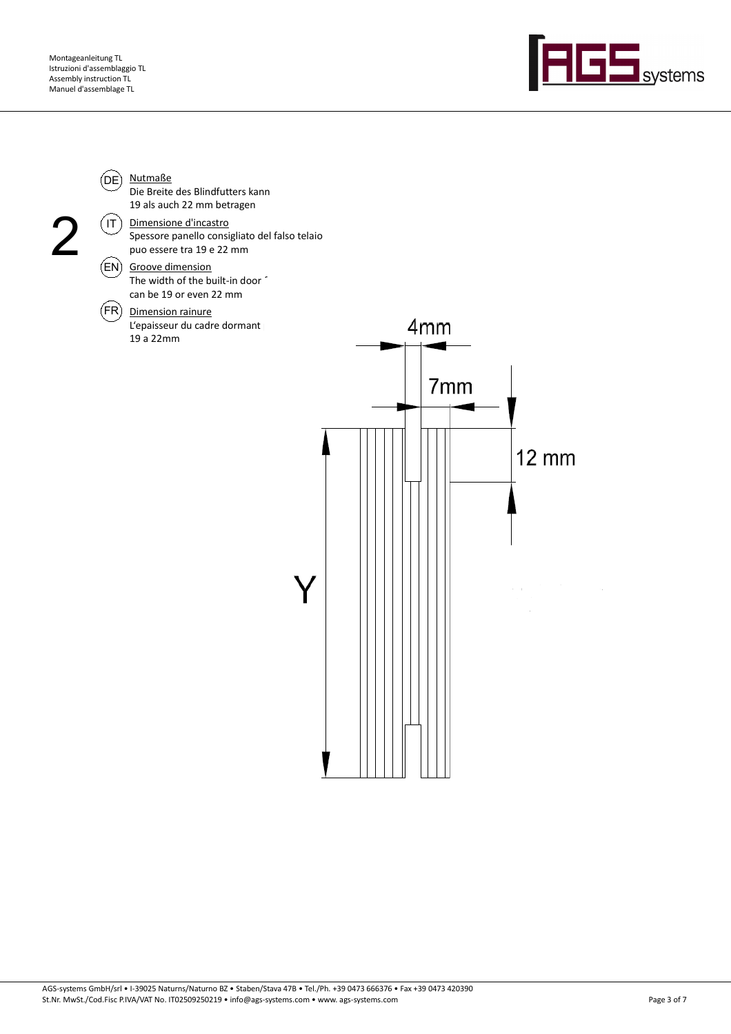2

(DE) Nutmaße
Die Breite des Blindfutters kann
19 als auch 22 mm betragen

(IT) Dimensione d'incastro
Spessore panello consigliato del falso telaio
puo essere tra 19 e 22 mm

(EN) Groove dimension
The width of the built-in door ´
can be 19 or even 22 mm

(FR) Dimension rainure
L'epaisseur du cadre dormant
19 a 22mm

4mm

7mm

12 mm

Y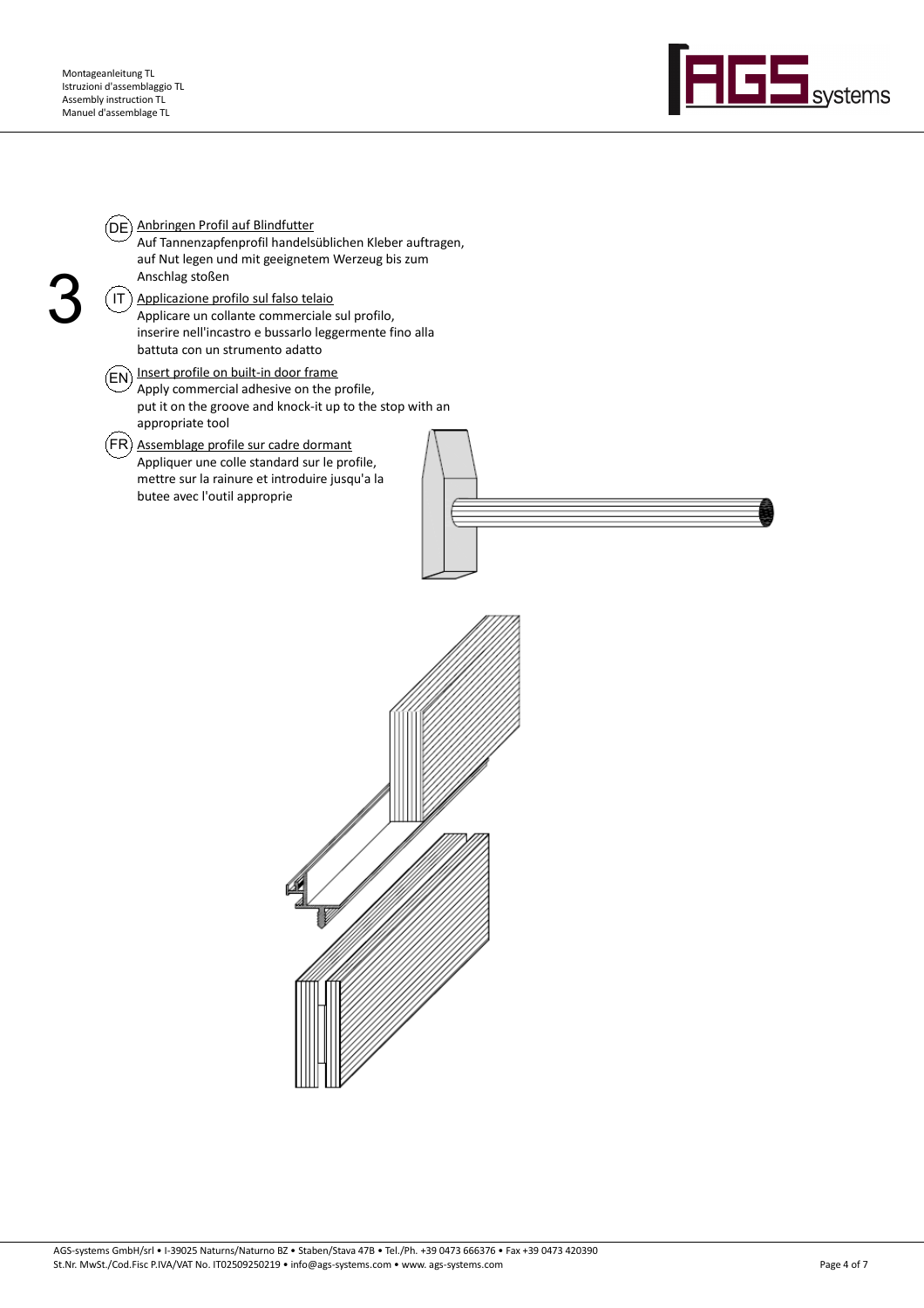3

(DE) Anbringen Profil auf Blindfutter

Auf Tannenzapfenprofil handelsüblichen Kleber auftragen, auf Nut legen und mit geeignetem Werzeug bis zum Anschlag stoßen

(IT) Applicazione profilo sul falso telaio

Applicare un collante commerciale sul profilo, inserire nell'incastro e bussarlo leggermente fino alla battuta con un strumento adatto

(EN) Insert profile on built-in door frame

Apply commercial adhesive on the profile, put it on the groove and knock-it up to the stop with an appropriate tool

(FR) Assemblage profile sur cadre dormant

Appliquer une colle standard sur le profile, mettre sur la rainure et introduire jusqu'a la butee avec l'outil approprie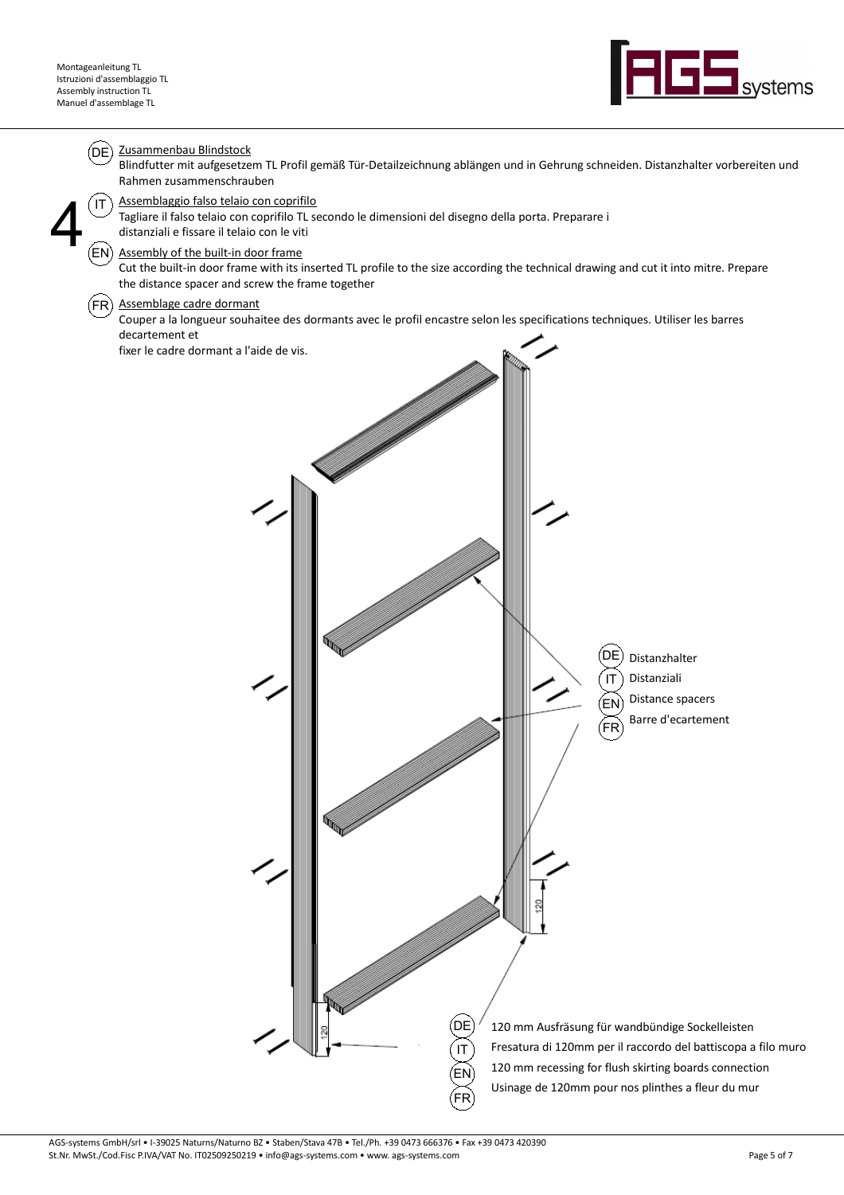# 4

(DE) <u>Zusammenbau Blindstock</u>

Blindfutter mit aufgesetzem TL Profil gemäß Tür-Detailzeichnung ablängen und in Gehrung schneiden. Distanzhalter vorbereiten und Rahmen zusammenschrauben

(IT) <u>Assemblaggio falso telaio con coprifilo</u>

Tagliare il falso telaio con coprifilo TL secondo le dimensioni del disegno della porta. Preparare i distanziali e fissare il telaio con le viti

(EN) <u>Assembly of the built-in door frame</u>

Cut the built-in door frame with its inserted TL profile to the size according the technical drawing and cut it into mitre. Prepare the distance spacer and screw the frame together

(FR) <u>Assemblage cadre dormant</u>

Couper a la longueur souhaitee des dormants avec le profil encastre selon les specifications techniques. Utiliser les barres decartement et

fixer le cadre dormant a l'aide de vis.

(DE) Distanzhalter
(IT) Distanziali
(EN) Distance spacers
(FR) Barre d'ecartement

120

120

(DE) 120 mm Ausfräsung für wandbündige Sockelleisten
(IT) Fresatura di 120mm per il raccordo del battiscopa a filo muro
(EN) 120 mm recessing for flush skirting boards connection
(FR) Usinage de 120mm pour nos plinthes a fleur du mur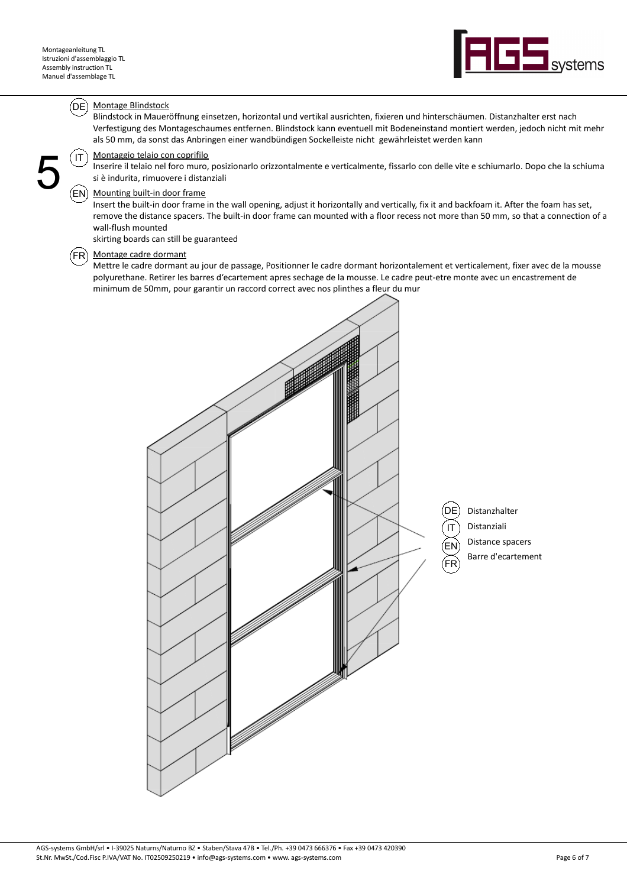5

(DE) Montage Blindstock

Blindstock in Maueröffnung einsetzen, horizontal und vertikal ausrichten, fixieren und hinterschäumen. Distanzhalter erst nach Verfestigung des Montageschaumes entfernen. Blindstock kann eventuell mit Bodeneinstand montiert werden, jedoch nicht mit mehr als 50 mm, da sonst das Anbringen einer wandbündigen Sockelleiste nicht gewährleistet werden kann

(IT) Montaggio telaio con coprifilo

Inserire il telaio nel foro muro, posizionarlo orizzontalmente e verticalmente, fissarlo con delle vite e schiumarlo. Dopo che la schiuma si è indurita, rimuovere i distanziali

(EN) Mounting built-in door frame

Insert the built-in door frame in the wall opening, adjust it horizontally and vertically, fix it and backfoam it. After the foam has set, remove the distance spacers. The built-in door frame can mounted with a floor recess not more than 50 mm, so that a connection of a wall-flush mounted
skirting boards can still be guaranteed

(FR) Montage cadre dormant

Mettre le cadre dormant au jour de passage, Positionner le cadre dormant horizontalement et verticalement, fixer avec de la mousse polyurethane. Retirer les barres d'ecartement apres sechage de la mousse. Le cadre peut-etre monte avec un encastrement de minimum de 50mm, pour garantir un raccord correct avec nos plinthes a fleur du mur

(DE) Distanzhalter
(IT) Distanziali
(EN) Distance spacers
(FR) Barre d'ecartement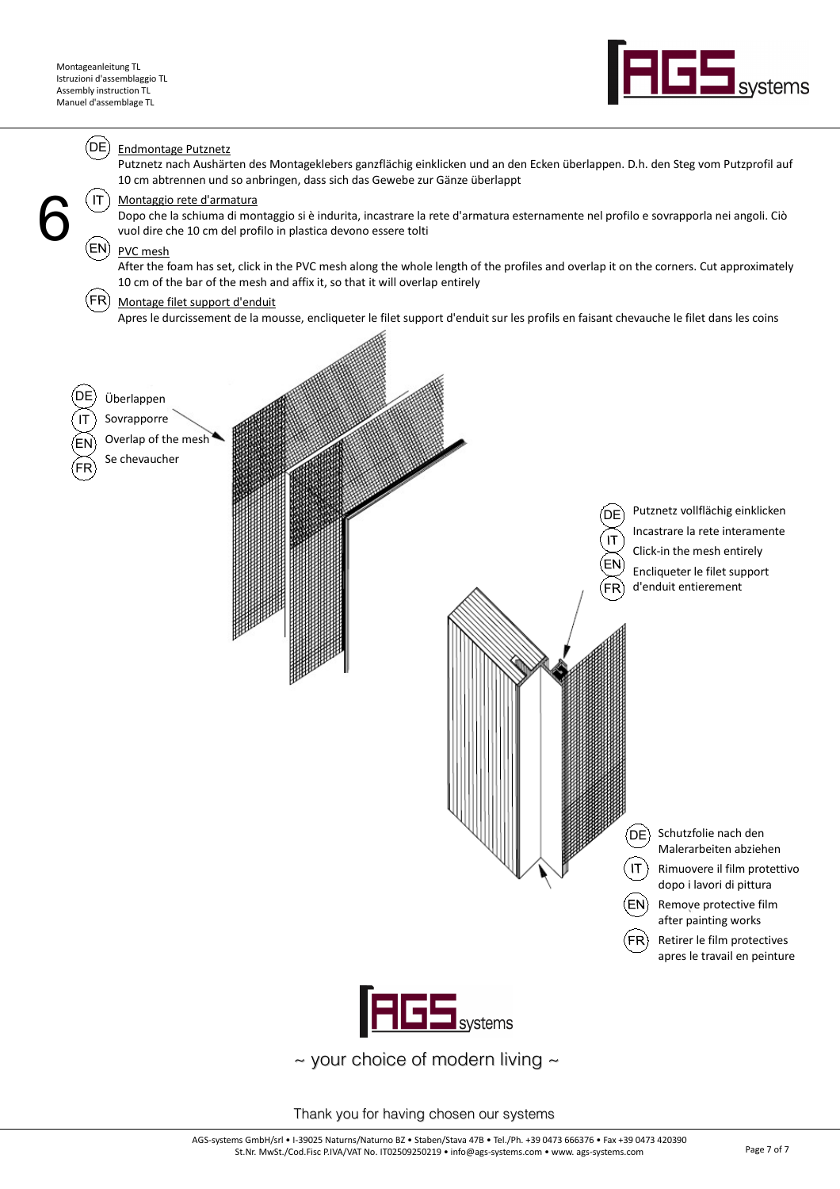## 6

**DE** Endmontage Putznetz

Putznetz nach Aushärten des Montageklebers ganzflächig einklicken und an den Ecken überlappen. D.h. den Steg vom Putzprofil auf 10 cm abtrennen und so anbringen, dass sich das Gewebe zur Gänze überlappt

**IT** Montaggio rete d'armatura

Dopo che la schiuma di montaggio si è indurita, incastrare la rete d'armatura esternamente nel profilo e sovrapporla nei angoli. Ciò vuol dire che 10 cm del profilo in plastica devono essere tolti

**EN** PVC mesh

After the foam has set, click in the PVC mesh along the whole length of the profiles and overlap it on the corners. Cut approximately 10 cm of the bar of the mesh and affix it, so that it will overlap entirely

**FR** Montage filet support d'enduit

Apres le durcissement de la mousse, encliqueter le filet support d'enduit sur les profils en faisant chevauche le filet dans les coins

DE Überlappen
IT Sovrapporre
EN Overlap of the mesh
FR Se chevaucher

DE Putznetz vollflächig einklicken
IT Incastrare la rete interamente
EN Click-in the mesh entirely
FR Encliqueter le filet support d'enduit entierement

DE Schutzfolie nach den Malerarbeiten abziehen
IT Rimuovere il film protettivo dopo i lavori di pittura
EN Remove protective film after painting works
FR Retirer le film protectives apres le travail en peinture

~ your choice of modern living ~

Thank you for having chosen our systems

AGS-systems GmbH/srl • I-39025 Naturns/Naturno BZ • Staben/Stava 47B • Tel./Ph. +39 0473 666376 • Fax +39 0473 420390
St.Nr. MwSt./Cod.Fisc P.IVA/VAT No. IT02509250219 • info@ags-systems.com • www. ags-systems.com